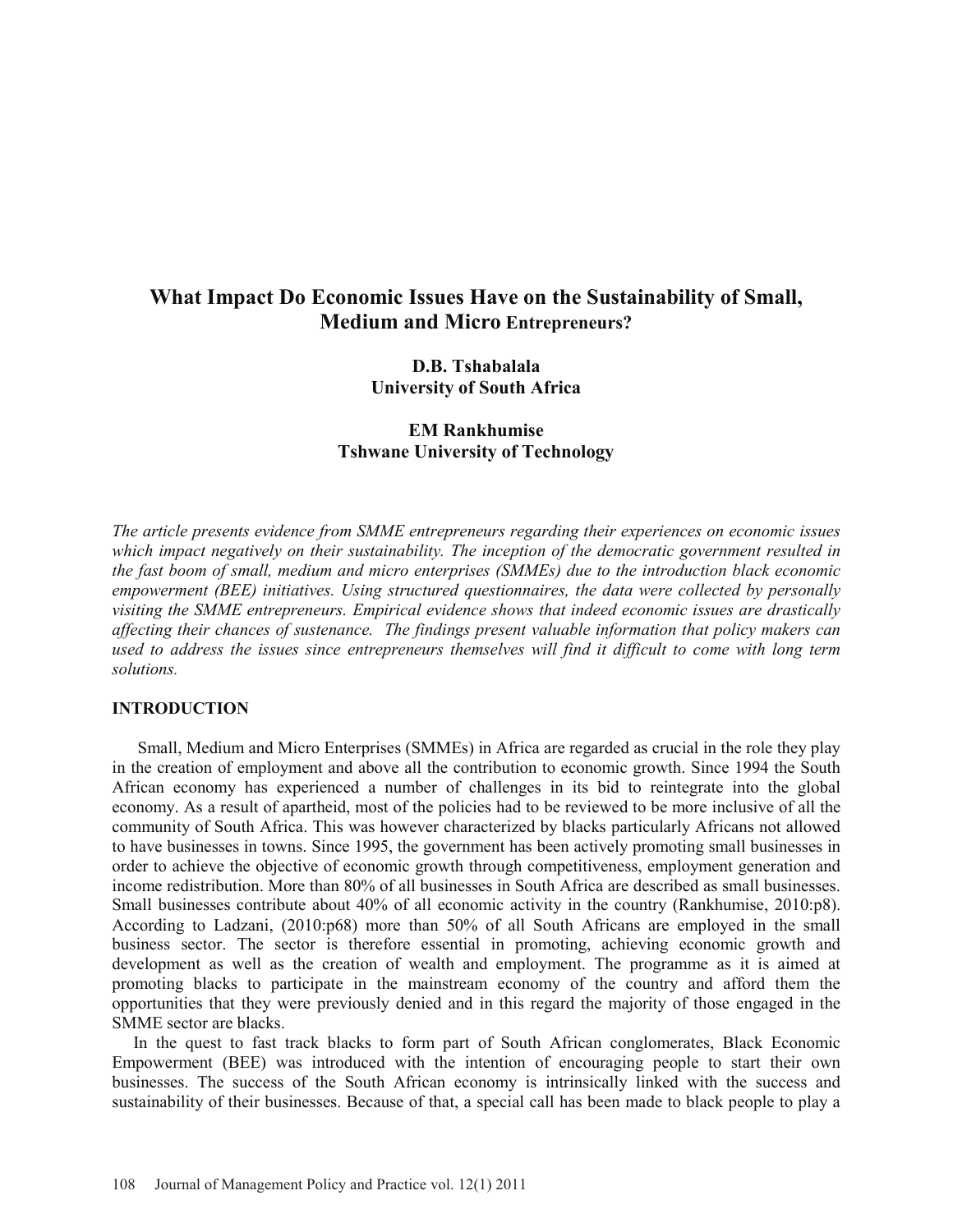# What Impact Do Economic Issues Have on the Sustainability of Small, Medium and Micro Entrepreneurs?

**D.B. Tshabalala**
**University of South Africa**

**EM Rankhumise**
**Tshwane University of Technology**

*The article presents evidence from SMME entrepreneurs regarding their experiences on economic issues which impact negatively on their sustainability. The inception of the democratic government resulted in the fast boom of small, medium and micro enterprises (SMMEs) due to the introduction black economic empowerment (BEE) initiatives. Using structured questionnaires, the data were collected by personally visiting the SMME entrepreneurs. Empirical evidence shows that indeed economic issues are drastically affecting their chances of sustenance. The findings present valuable information that policy makers can used to address the issues since entrepreneurs themselves will find it difficult to come with long term solutions.*

## INTRODUCTION

Small, Medium and Micro Enterprises (SMMEs) in Africa are regarded as crucial in the role they play in the creation of employment and above all the contribution to economic growth. Since 1994 the South African economy has experienced a number of challenges in its bid to reintegrate into the global economy. As a result of apartheid, most of the policies had to be reviewed to be more inclusive of all the community of South Africa. This was however characterized by blacks particularly Africans not allowed to have businesses in towns. Since 1995, the government has been actively promoting small businesses in order to achieve the objective of economic growth through competitiveness, employment generation and income redistribution. More than 80% of all businesses in South Africa are described as small businesses. Small businesses contribute about 40% of all economic activity in the country (Rankhumise, 2010:p8). According to Ladzani, (2010:p68) more than 50% of all South Africans are employed in the small business sector. The sector is therefore essential in promoting, achieving economic growth and development as well as the creation of wealth and employment. The programme as it is aimed at promoting blacks to participate in the mainstream economy of the country and afford them the opportunities that they were previously denied and in this regard the majority of those engaged in the SMME sector are blacks.

In the quest to fast track blacks to form part of South African conglomerates, Black Economic Empowerment (BEE) was introduced with the intention of encouraging people to start their own businesses. The success of the South African economy is intrinsically linked with the success and sustainability of their businesses. Because of that, a special call has been made to black people to play a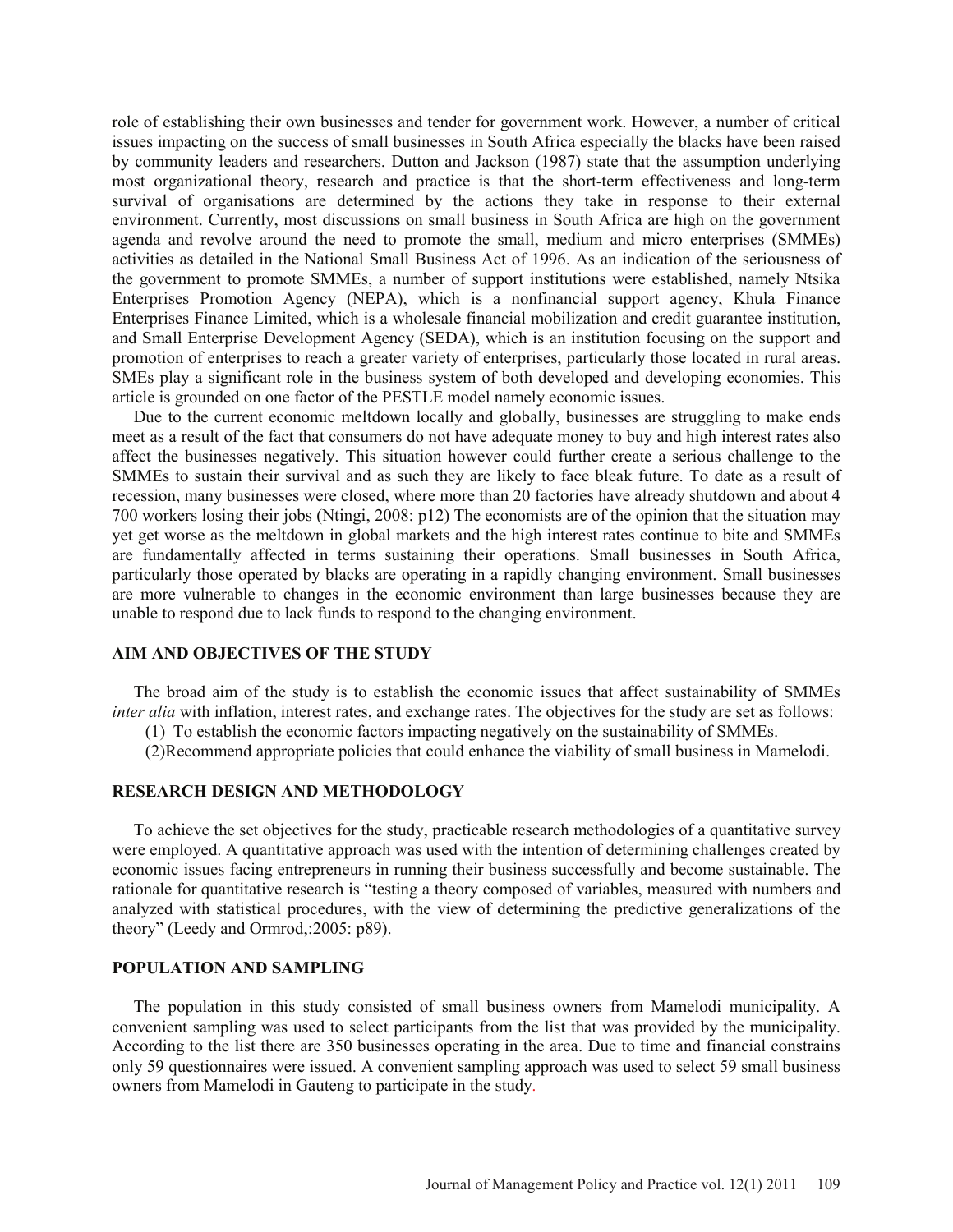role of establishing their own businesses and tender for government work. However, a number of critical issues impacting on the success of small businesses in South Africa especially the blacks have been raised by community leaders and researchers. Dutton and Jackson (1987) state that the assumption underlying most organizational theory, research and practice is that the short-term effectiveness and long-term survival of organisations are determined by the actions they take in response to their external environment. Currently, most discussions on small business in South Africa are high on the government agenda and revolve around the need to promote the small, medium and micro enterprises (SMMEs) activities as detailed in the National Small Business Act of 1996. As an indication of the seriousness of the government to promote SMMEs, a number of support institutions were established, namely Ntsika Enterprises Promotion Agency (NEPA), which is a nonfinancial support agency, Khula Finance Enterprises Finance Limited, which is a wholesale financial mobilization and credit guarantee institution, and Small Enterprise Development Agency (SEDA), which is an institution focusing on the support and promotion of enterprises to reach a greater variety of enterprises, particularly those located in rural areas. SMEs play a significant role in the business system of both developed and developing economies. This article is grounded on one factor of the PESTLE model namely economic issues.

Due to the current economic meltdown locally and globally, businesses are struggling to make ends meet as a result of the fact that consumers do not have adequate money to buy and high interest rates also affect the businesses negatively. This situation however could further create a serious challenge to the SMMEs to sustain their survival and as such they are likely to face bleak future. To date as a result of recession, many businesses were closed, where more than 20 factories have already shutdown and about 4 700 workers losing their jobs (Ntingi, 2008: p12) The economists are of the opinion that the situation may yet get worse as the meltdown in global markets and the high interest rates continue to bite and SMMEs are fundamentally affected in terms sustaining their operations. Small businesses in South Africa, particularly those operated by blacks are operating in a rapidly changing environment. Small businesses are more vulnerable to changes in the economic environment than large businesses because they are unable to respond due to lack funds to respond to the changing environment.

## AIM AND OBJECTIVES OF THE STUDY

The broad aim of the study is to establish the economic issues that affect sustainability of SMMEs *inter alia* with inflation, interest rates, and exchange rates. The objectives for the study are set as follows:

(1) To establish the economic factors impacting negatively on the sustainability of SMMEs.

(2)Recommend appropriate policies that could enhance the viability of small business in Mamelodi.

## RESEARCH DESIGN AND METHODOLOGY

To achieve the set objectives for the study, practicable research methodologies of a quantitative survey were employed. A quantitative approach was used with the intention of determining challenges created by economic issues facing entrepreneurs in running their business successfully and become sustainable. The rationale for quantitative research is "testing a theory composed of variables, measured with numbers and analyzed with statistical procedures, with the view of determining the predictive generalizations of the theory" (Leedy and Ormrod,:2005: p89).

## POPULATION AND SAMPLING

The population in this study consisted of small business owners from Mamelodi municipality. A convenient sampling was used to select participants from the list that was provided by the municipality. According to the list there are 350 businesses operating in the area. Due to time and financial constrains only 59 questionnaires were issued. A convenient sampling approach was used to select 59 small business owners from Mamelodi in Gauteng to participate in the study.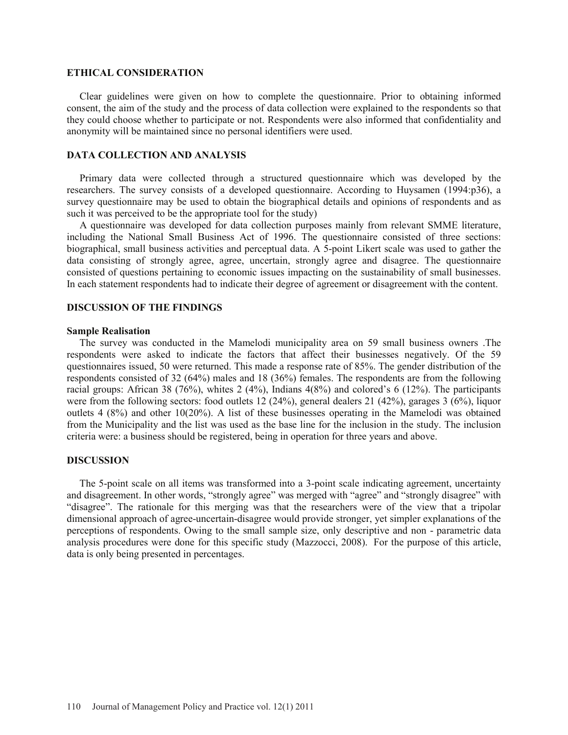## ETHICAL CONSIDERATION

Clear guidelines were given on how to complete the questionnaire. Prior to obtaining informed consent, the aim of the study and the process of data collection were explained to the respondents so that they could choose whether to participate or not. Respondents were also informed that confidentiality and anonymity will be maintained since no personal identifiers were used.

## DATA COLLECTION AND ANALYSIS

Primary data were collected through a structured questionnaire which was developed by the researchers. The survey consists of a developed questionnaire. According to Huysamen (1994:p36), a survey questionnaire may be used to obtain the biographical details and opinions of respondents and as such it was perceived to be the appropriate tool for the study)

A questionnaire was developed for data collection purposes mainly from relevant SMME literature, including the National Small Business Act of 1996. The questionnaire consisted of three sections: biographical, small business activities and perceptual data. A 5-point Likert scale was used to gather the data consisting of strongly agree, agree, uncertain, strongly agree and disagree. The questionnaire consisted of questions pertaining to economic issues impacting on the sustainability of small businesses. In each statement respondents had to indicate their degree of agreement or disagreement with the content.

## DISCUSSION OF THE FINDINGS

### Sample Realisation

The survey was conducted in the Mamelodi municipality area on 59 small business owners .The respondents were asked to indicate the factors that affect their businesses negatively. Of the 59 questionnaires issued, 50 were returned. This made a response rate of 85%. The gender distribution of the respondents consisted of 32 (64%) males and 18 (36%) females. The respondents are from the following racial groups: African 38 (76%), whites 2 (4%), Indians 4(8%) and colored's 6 (12%). The participants were from the following sectors: food outlets 12 (24%), general dealers 21 (42%), garages 3 (6%), liquor outlets 4 (8%) and other 10(20%). A list of these businesses operating in the Mamelodi was obtained from the Municipality and the list was used as the base line for the inclusion in the study. The inclusion criteria were: a business should be registered, being in operation for three years and above.

## DISCUSSION

The 5-point scale on all items was transformed into a 3-point scale indicating agreement, uncertainty and disagreement. In other words, "strongly agree" was merged with "agree" and "strongly disagree" with "disagree". The rationale for this merging was that the researchers were of the view that a tripolar dimensional approach of agree-uncertain-disagree would provide stronger, yet simpler explanations of the perceptions of respondents. Owing to the small sample size, only descriptive and non - parametric data analysis procedures were done for this specific study (Mazzocci, 2008). For the purpose of this article, data is only being presented in percentages.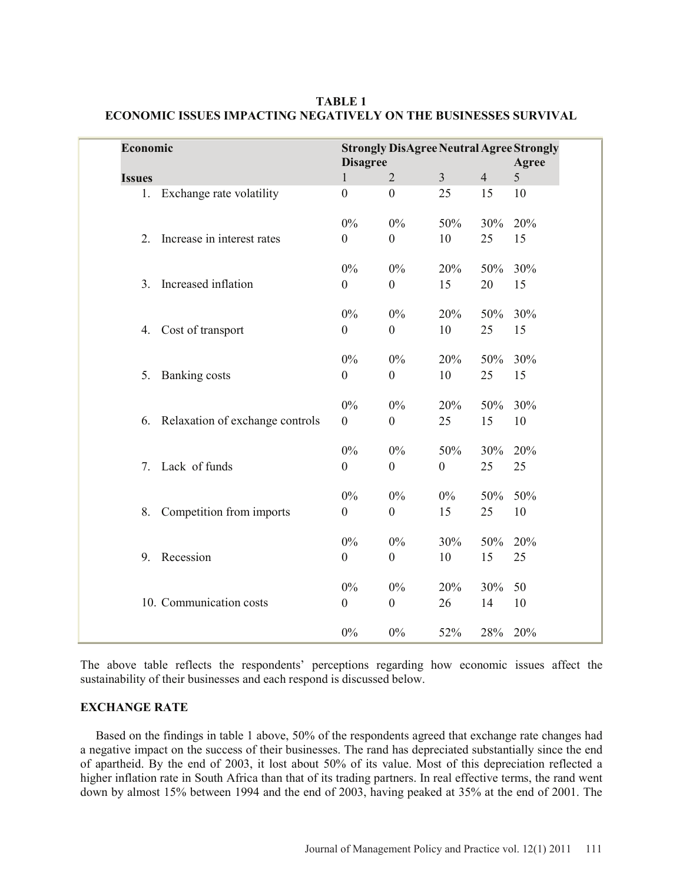**TABLE 1**
**ECONOMIC ISSUES IMPACTING NEGATIVELY ON THE BUSINESSES SURVIVAL**

| Economic Issues | Strongly Disagree 1 | DisAgree 2 | Neutral 3 | Agree 4 | Strongly Agree 5 |
|---|---|---|---|---|---|
| 1. Exchange rate volatility | 0 | 0 | 25 | 15 | 10 |
| | 0% | 0% | 50% | 30% | 20% |
| 2. Increase in interest rates | 0 | 0 | 10 | 25 | 15 |
| | 0% | 0% | 20% | 50% | 30% |
| 3. Increased inflation | 0 | 0 | 15 | 20 | 15 |
| | 0% | 0% | 20% | 50% | 30% |
| 4. Cost of transport | 0 | 0 | 10 | 25 | 15 |
| | 0% | 0% | 20% | 50% | 30% |
| 5. Banking costs | 0 | 0 | 10 | 25 | 15 |
| | 0% | 0% | 20% | 50% | 30% |
| 6. Relaxation of exchange controls | 0 | 0 | 25 | 15 | 10 |
| | 0% | 0% | 50% | 30% | 20% |
| 7. Lack of funds | 0 | 0 | 0 | 25 | 25 |
| | 0% | 0% | 0% | 50% | 50% |
| 8. Competition from imports | 0 | 0 | 15 | 25 | 10 |
| | 0% | 0% | 30% | 50% | 20% |
| 9. Recession | 0 | 0 | 10 | 15 | 25 |
| | 0% | 0% | 20% | 30% | 50 |
| 10. Communication costs | 0 | 0 | 26 | 14 | 10 |
| | 0% | 0% | 52% | 28% | 20% |

The above table reflects the respondents' perceptions regarding how economic issues affect the sustainability of their businesses and each respond is discussed below.

## EXCHANGE RATE

Based on the findings in table 1 above, 50% of the respondents agreed that exchange rate changes had a negative impact on the success of their businesses. The rand has depreciated substantially since the end of apartheid. By the end of 2003, it lost about 50% of its value. Most of this depreciation reflected a higher inflation rate in South Africa than that of its trading partners. In real effective terms, the rand went down by almost 15% between 1994 and the end of 2003, having peaked at 35% at the end of 2001. The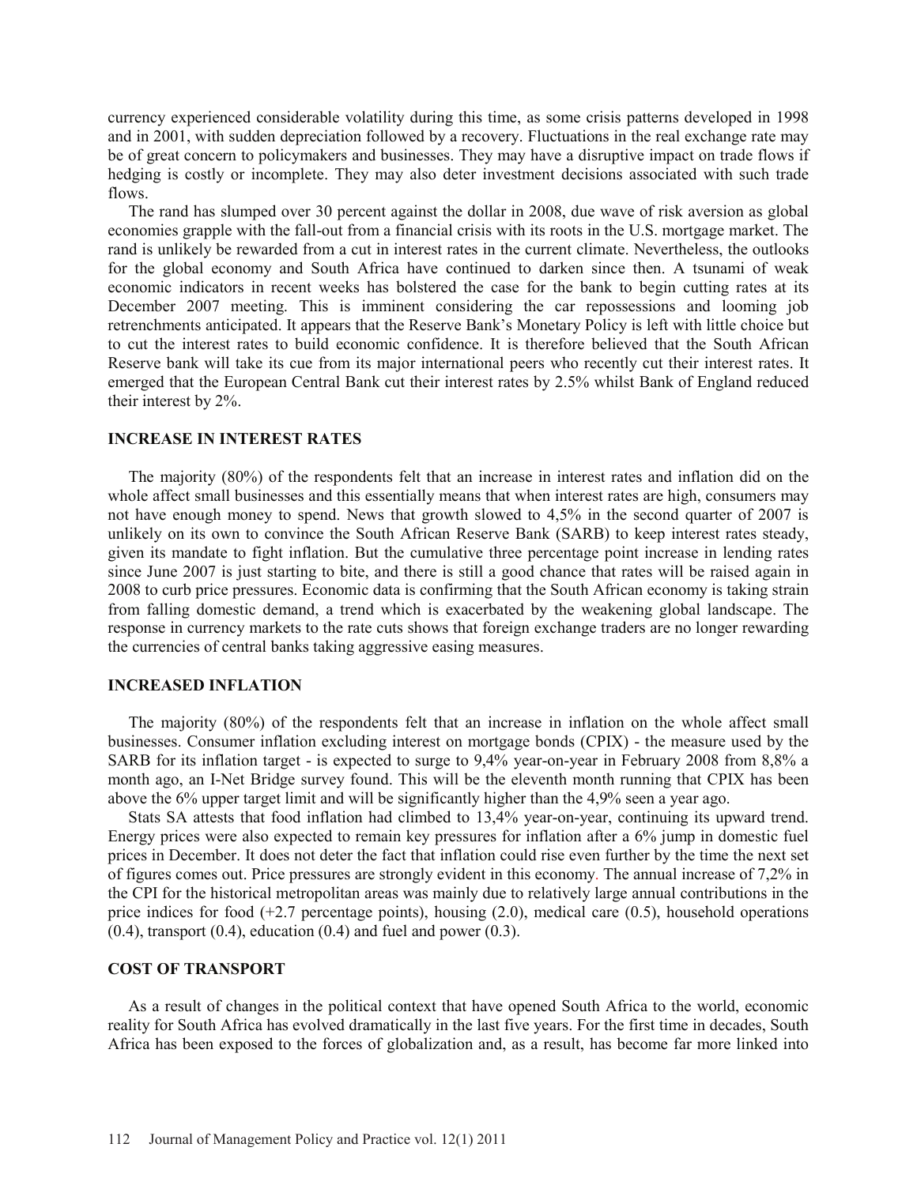currency experienced considerable volatility during this time, as some crisis patterns developed in 1998 and in 2001, with sudden depreciation followed by a recovery. Fluctuations in the real exchange rate may be of great concern to policymakers and businesses. They may have a disruptive impact on trade flows if hedging is costly or incomplete. They may also deter investment decisions associated with such trade flows.

The rand has slumped over 30 percent against the dollar in 2008, due wave of risk aversion as global economies grapple with the fall-out from a financial crisis with its roots in the U.S. mortgage market. The rand is unlikely be rewarded from a cut in interest rates in the current climate. Nevertheless, the outlooks for the global economy and South Africa have continued to darken since then. A tsunami of weak economic indicators in recent weeks has bolstered the case for the bank to begin cutting rates at its December 2007 meeting. This is imminent considering the car repossessions and looming job retrenchments anticipated. It appears that the Reserve Bank's Monetary Policy is left with little choice but to cut the interest rates to build economic confidence. It is therefore believed that the South African Reserve bank will take its cue from its major international peers who recently cut their interest rates. It emerged that the European Central Bank cut their interest rates by 2.5% whilst Bank of England reduced their interest by 2%.

## INCREASE IN INTEREST RATES

The majority (80%) of the respondents felt that an increase in interest rates and inflation did on the whole affect small businesses and this essentially means that when interest rates are high, consumers may not have enough money to spend. News that growth slowed to 4,5% in the second quarter of 2007 is unlikely on its own to convince the South African Reserve Bank (SARB) to keep interest rates steady, given its mandate to fight inflation. But the cumulative three percentage point increase in lending rates since June 2007 is just starting to bite, and there is still a good chance that rates will be raised again in 2008 to curb price pressures. Economic data is confirming that the South African economy is taking strain from falling domestic demand, a trend which is exacerbated by the weakening global landscape. The response in currency markets to the rate cuts shows that foreign exchange traders are no longer rewarding the currencies of central banks taking aggressive easing measures.

## INCREASED INFLATION

The majority (80%) of the respondents felt that an increase in inflation on the whole affect small businesses. Consumer inflation excluding interest on mortgage bonds (CPIX) - the measure used by the SARB for its inflation target - is expected to surge to 9,4% year-on-year in February 2008 from 8,8% a month ago, an I-Net Bridge survey found. This will be the eleventh month running that CPIX has been above the 6% upper target limit and will be significantly higher than the 4,9% seen a year ago.

Stats SA attests that food inflation had climbed to 13,4% year-on-year, continuing its upward trend. Energy prices were also expected to remain key pressures for inflation after a 6% jump in domestic fuel prices in December. It does not deter the fact that inflation could rise even further by the time the next set of figures comes out. Price pressures are strongly evident in this economy. The annual increase of 7,2% in the CPI for the historical metropolitan areas was mainly due to relatively large annual contributions in the price indices for food (+2.7 percentage points), housing (2.0), medical care (0.5), household operations (0.4), transport (0.4), education (0.4) and fuel and power (0.3).

## COST OF TRANSPORT

As a result of changes in the political context that have opened South Africa to the world, economic reality for South Africa has evolved dramatically in the last five years. For the first time in decades, South Africa has been exposed to the forces of globalization and, as a result, has become far more linked into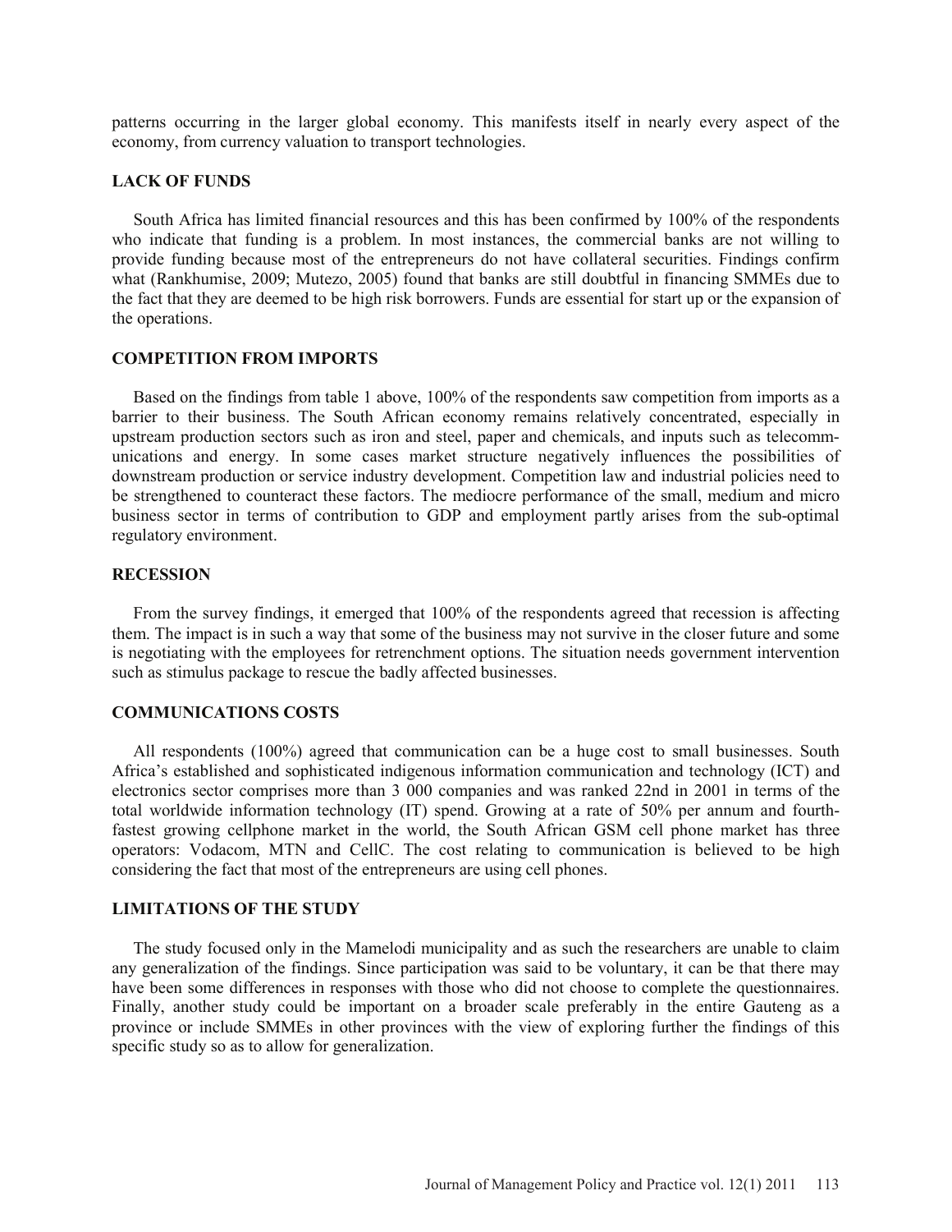patterns occurring in the larger global economy. This manifests itself in nearly every aspect of the economy, from currency valuation to transport technologies.

## LACK OF FUNDS

South Africa has limited financial resources and this has been confirmed by 100% of the respondents who indicate that funding is a problem. In most instances, the commercial banks are not willing to provide funding because most of the entrepreneurs do not have collateral securities. Findings confirm what (Rankhumise, 2009; Mutezo, 2005) found that banks are still doubtful in financing SMMEs due to the fact that they are deemed to be high risk borrowers. Funds are essential for start up or the expansion of the operations.

## COMPETITION FROM IMPORTS

Based on the findings from table 1 above, 100% of the respondents saw competition from imports as a barrier to their business. The South African economy remains relatively concentrated, especially in upstream production sectors such as iron and steel, paper and chemicals, and inputs such as telecommunications and energy. In some cases market structure negatively influences the possibilities of downstream production or service industry development. Competition law and industrial policies need to be strengthened to counteract these factors. The mediocre performance of the small, medium and micro business sector in terms of contribution to GDP and employment partly arises from the sub-optimal regulatory environment.

## RECESSION

From the survey findings, it emerged that 100% of the respondents agreed that recession is affecting them. The impact is in such a way that some of the business may not survive in the closer future and some is negotiating with the employees for retrenchment options. The situation needs government intervention such as stimulus package to rescue the badly affected businesses.

## COMMUNICATIONS COSTS

All respondents (100%) agreed that communication can be a huge cost to small businesses. South Africa's established and sophisticated indigenous information communication and technology (ICT) and electronics sector comprises more than 3 000 companies and was ranked 22nd in 2001 in terms of the total worldwide information technology (IT) spend. Growing at a rate of 50% per annum and fourth-fastest growing cellphone market in the world, the South African GSM cell phone market has three operators: Vodacom, MTN and CellC. The cost relating to communication is believed to be high considering the fact that most of the entrepreneurs are using cell phones.

## LIMITATIONS OF THE STUDY

The study focused only in the Mamelodi municipality and as such the researchers are unable to claim any generalization of the findings. Since participation was said to be voluntary, it can be that there may have been some differences in responses with those who did not choose to complete the questionnaires. Finally, another study could be important on a broader scale preferably in the entire Gauteng as a province or include SMMEs in other provinces with the view of exploring further the findings of this specific study so as to allow for generalization.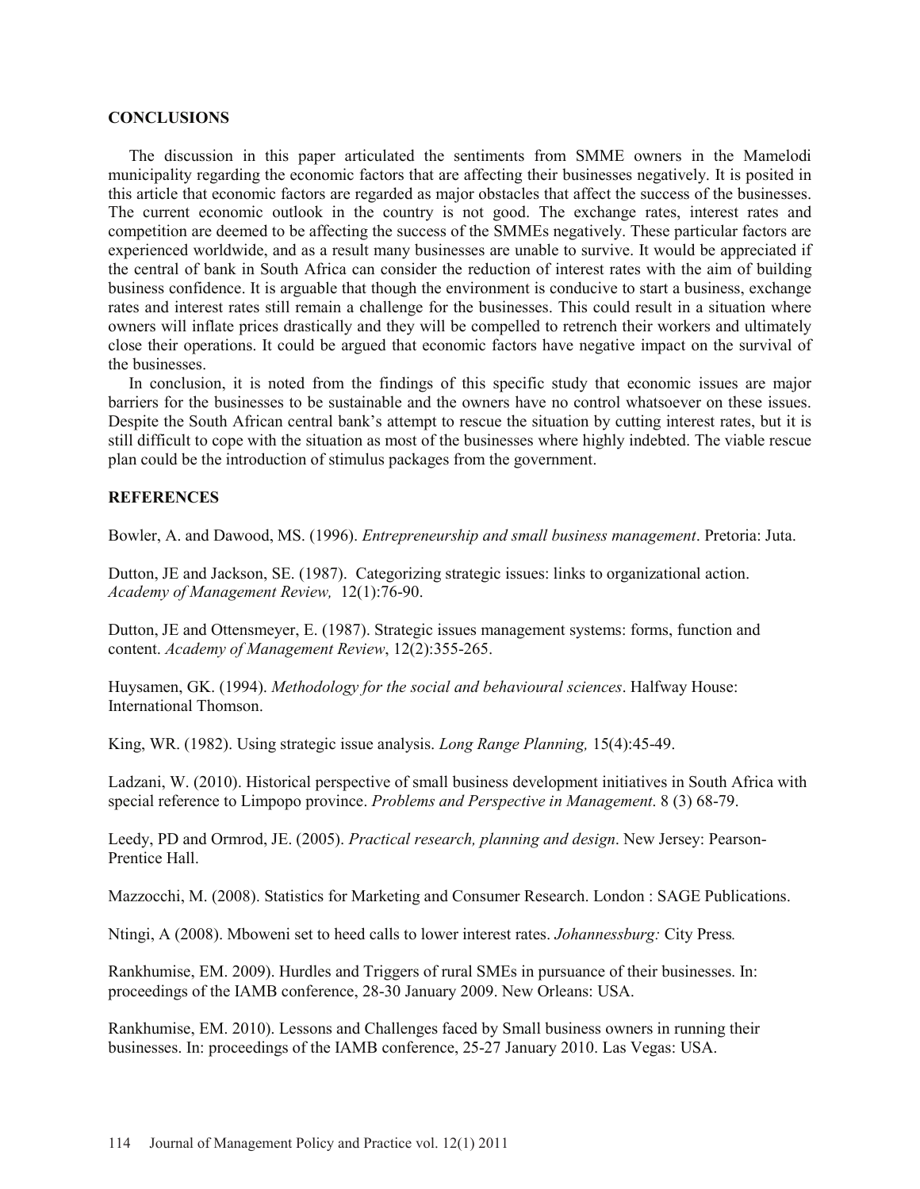## CONCLUSIONS

The discussion in this paper articulated the sentiments from SMME owners in the Mamelodi municipality regarding the economic factors that are affecting their businesses negatively. It is posited in this article that economic factors are regarded as major obstacles that affect the success of the businesses. The current economic outlook in the country is not good. The exchange rates, interest rates and competition are deemed to be affecting the success of the SMMEs negatively. These particular factors are experienced worldwide, and as a result many businesses are unable to survive. It would be appreciated if the central of bank in South Africa can consider the reduction of interest rates with the aim of building business confidence. It is arguable that though the environment is conducive to start a business, exchange rates and interest rates still remain a challenge for the businesses. This could result in a situation where owners will inflate prices drastically and they will be compelled to retrench their workers and ultimately close their operations. It could be argued that economic factors have negative impact on the survival of the businesses.

In conclusion, it is noted from the findings of this specific study that economic issues are major barriers for the businesses to be sustainable and the owners have no control whatsoever on these issues. Despite the South African central bank's attempt to rescue the situation by cutting interest rates, but it is still difficult to cope with the situation as most of the businesses where highly indebted. The viable rescue plan could be the introduction of stimulus packages from the government.

## REFERENCES

Bowler, A. and Dawood, MS. (1996). *Entrepreneurship and small business management*. Pretoria: Juta.

Dutton, JE and Jackson, SE. (1987). Categorizing strategic issues: links to organizational action. *Academy of Management Review,* 12(1):76-90.

Dutton, JE and Ottensmeyer, E. (1987). Strategic issues management systems: forms, function and content. *Academy of Management Review*, 12(2):355-265.

Huysamen, GK. (1994). *Methodology for the social and behavioural sciences*. Halfway House: International Thomson.

King, WR. (1982). Using strategic issue analysis. *Long Range Planning,* 15(4):45-49.

Ladzani, W. (2010). Historical perspective of small business development initiatives in South Africa with special reference to Limpopo province. *Problems and Perspective in Management*. 8 (3) 68-79.

Leedy, PD and Ormrod, JE. (2005). *Practical research, planning and design*. New Jersey: Pearson-Prentice Hall.

Mazzocchi, M. (2008). Statistics for Marketing and Consumer Research. London : SAGE Publications.

Ntingi, A (2008). Mboweni set to heed calls to lower interest rates. *Johannessburg:* City Press*.*

Rankhumise, EM. 2009). Hurdles and Triggers of rural SMEs in pursuance of their businesses. In: proceedings of the IAMB conference, 28-30 January 2009. New Orleans: USA.

Rankhumise, EM. 2010). Lessons and Challenges faced by Small business owners in running their businesses. In: proceedings of the IAMB conference, 25-27 January 2010. Las Vegas: USA.